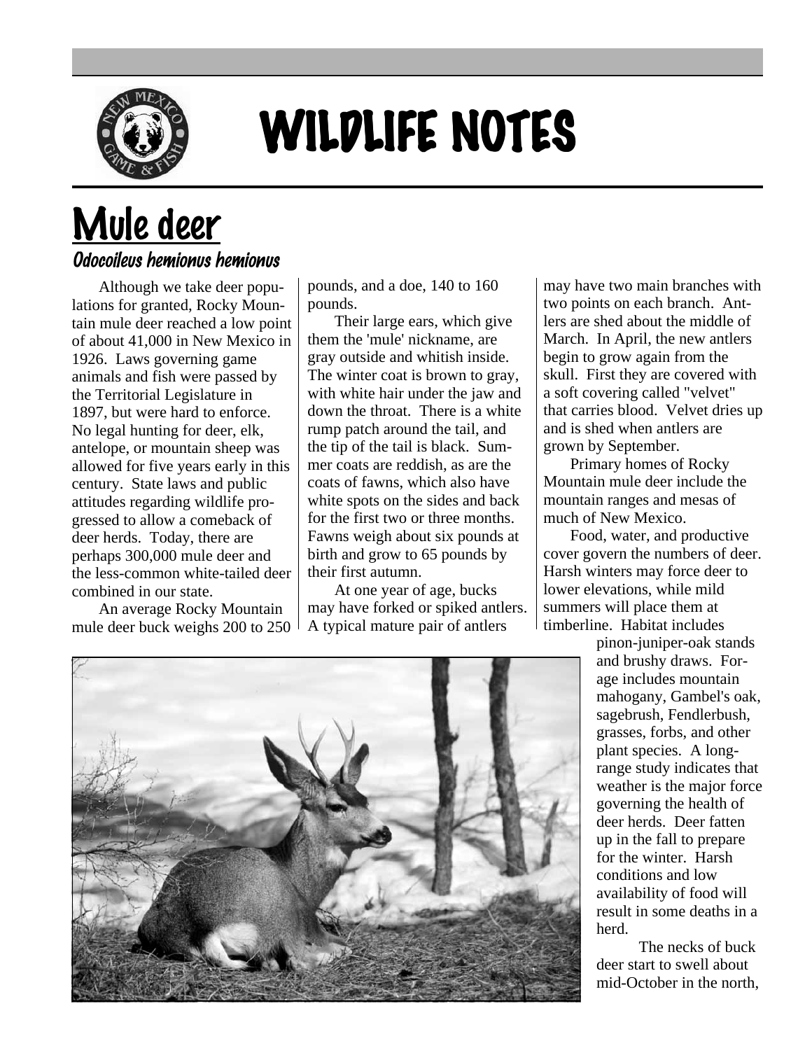# WILDLIFE NOTES

## Mule deer

### *Odocoileus hemionus hemionus*

Although we take deer populations for granted, Rocky Mountain mule deer reached a low point of about 41,000 in New Mexico in 1926. Laws governing game animals and fish were passed by the Territorial Legislature in 1897, but were hard to enforce. No legal hunting for deer, elk, antelope, or mountain sheep was allowed for five years early in this century. State laws and public attitudes regarding wildlife progressed to allow a comeback of deer herds. Today, there are perhaps 300,000 mule deer and the less-common white-tailed deer combined in our state.

An average Rocky Mountain mule deer buck weighs 200 to 250 pounds, and a doe, 140 to 160 pounds.

Their large ears, which give them the 'mule' nickname, are gray outside and whitish inside. The winter coat is brown to gray, with white hair under the jaw and down the throat. There is a white rump patch around the tail, and the tip of the tail is black. Summer coats are reddish, as are the coats of fawns, which also have white spots on the sides and back for the first two or three months. Fawns weigh about six pounds at birth and grow to 65 pounds by their first autumn.

At one year of age, bucks may have forked or spiked antlers. A typical mature pair of antlers may have two main branches with two points on each branch. Antlers are shed about the middle of March. In April, the new antlers begin to grow again from the skull. First they are covered with a soft covering called "velvet" that carries blood. Velvet dries up and is shed when antlers are grown by September.

Primary homes of Rocky Mountain mule deer include the mountain ranges and mesas of much of New Mexico.

Food, water, and productive cover govern the numbers of deer. Harsh winters may force deer to lower elevations, while mild summers will place them at timberline. Habitat includes pinon-juniper-oak stands and brushy draws. Forage includes mountain mahogany, Gambel's oak, sagebrush, Fendlerbush, grasses, forbs, and other plant species. A long-range study indicates that weather is the major force governing the health of deer herds. Deer fatten up in the fall to prepare for the winter. Harsh conditions and low availability of food will result in some deaths in a herd.

The necks of buck deer start to swell about mid-October in the north,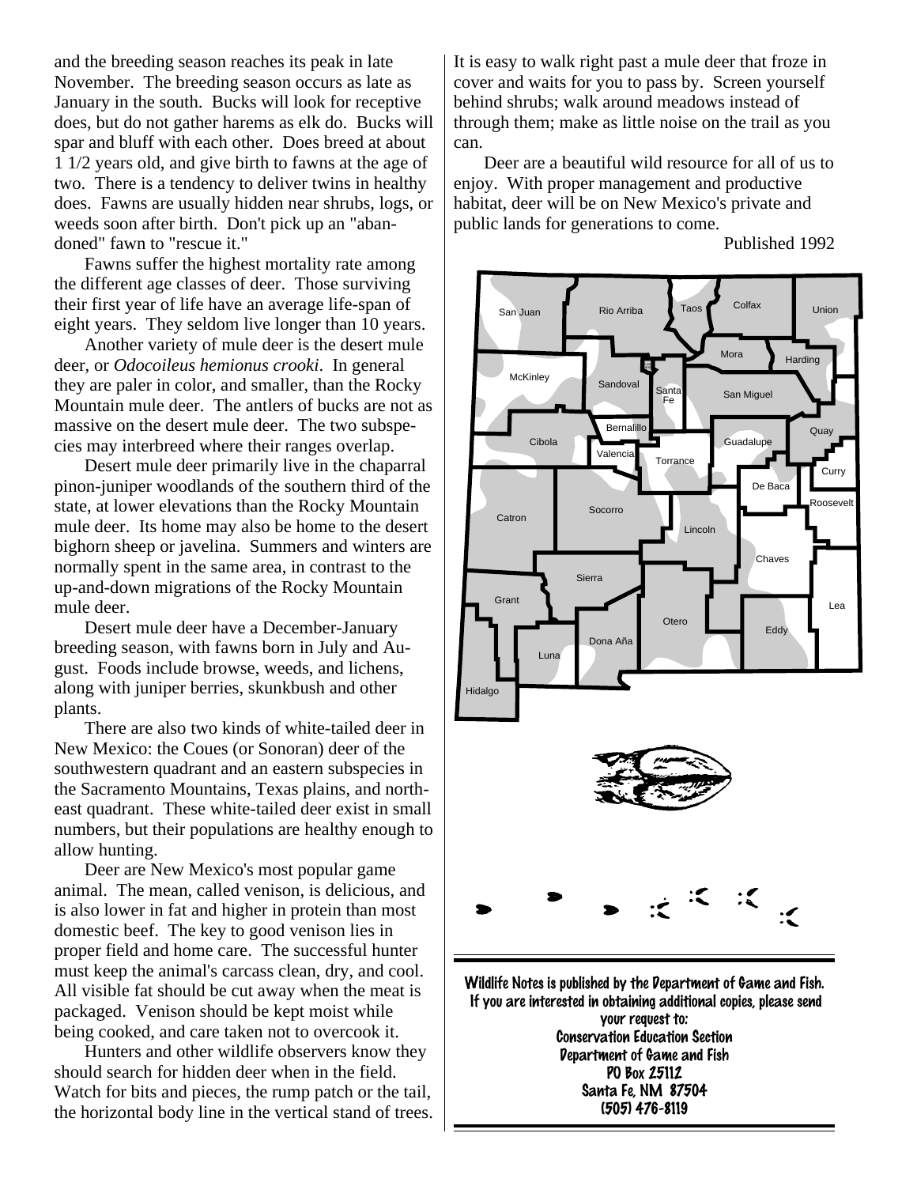and the breeding season reaches its peak in late November. The breeding season occurs as late as January in the south. Bucks will look for receptive does, but do not gather harems as elk do. Bucks will spar and bluff with each other. Does breed at about 1 1/2 years old, and give birth to fawns at the age of two. There is a tendency to deliver twins in healthy does. Fawns are usually hidden near shrubs, logs, or weeds soon after birth. Don't pick up an "abandoned" fawn to "rescue it."

Fawns suffer the highest mortality rate among the different age classes of deer. Those surviving their first year of life have an average life-span of eight years. They seldom live longer than 10 years.

Another variety of mule deer is the desert mule deer, or *Odocoileus hemionus crooki*. In general they are paler in color, and smaller, than the Rocky Mountain mule deer. The antlers of bucks are not as massive on the desert mule deer. The two subspecies may interbreed where their ranges overlap.

Desert mule deer primarily live in the chaparral pinon-juniper woodlands of the southern third of the state, at lower elevations than the Rocky Mountain mule deer. Its home may also be home to the desert bighorn sheep or javelina. Summers and winters are normally spent in the same area, in contrast to the up-and-down migrations of the Rocky Mountain mule deer.

Desert mule deer have a December-January breeding season, with fawns born in July and August. Foods include browse, weeds, and lichens, along with juniper berries, skunkbush and other plants.

There are also two kinds of white-tailed deer in New Mexico: the Coues (or Sonoran) deer of the southwestern quadrant and an eastern subspecies in the Sacramento Mountains, Texas plains, and northeast quadrant. These white-tailed deer exist in small numbers, but their populations are healthy enough to allow hunting.

Deer are New Mexico's most popular game animal. The mean, called venison, is delicious, and is also lower in fat and higher in protein than most domestic beef. The key to good venison lies in proper field and home care. The successful hunter must keep the animal's carcass clean, dry, and cool. All visible fat should be cut away when the meat is packaged. Venison should be kept moist while being cooked, and care taken not to overcook it.

Hunters and other wildlife observers know they should search for hidden deer when in the field. Watch for bits and pieces, the rump patch or the tail, the horizontal body line in the vertical stand of trees. It is easy to walk right past a mule deer that froze in cover and waits for you to pass by. Screen yourself behind shrubs; walk around meadows instead of through them; make as little noise on the trail as you can.

Deer are a beautiful wild resource for all of us to enjoy. With proper management and productive habitat, deer will be on New Mexico's private and public lands for generations to come.

Published 1992

San Juan
Rio Arriba
Taos
Colfax
Union
Mora
Harding
McKinley
Sandoval
Santa Fe
San Miguel
Bernalillo
Quay
Cibola
Valencia
Torrance
Guadalupe
Curry
De Baca
Roosevelt
Catron
Socorro
Lincoln
Chaves
Sierra
Grant
Lea
Otero
Eddy
Dona Aña
Luna
Hidalgo

**Wildlife Notes is published by the Department of Game and Fish. If you are interested in obtaining additional copies, please send your request to:**
**Conservation Education Section**
**Department of Game and Fish**
**PO Box 25112**
**Santa Fe, NM 87504**
**(505) 476-8119**